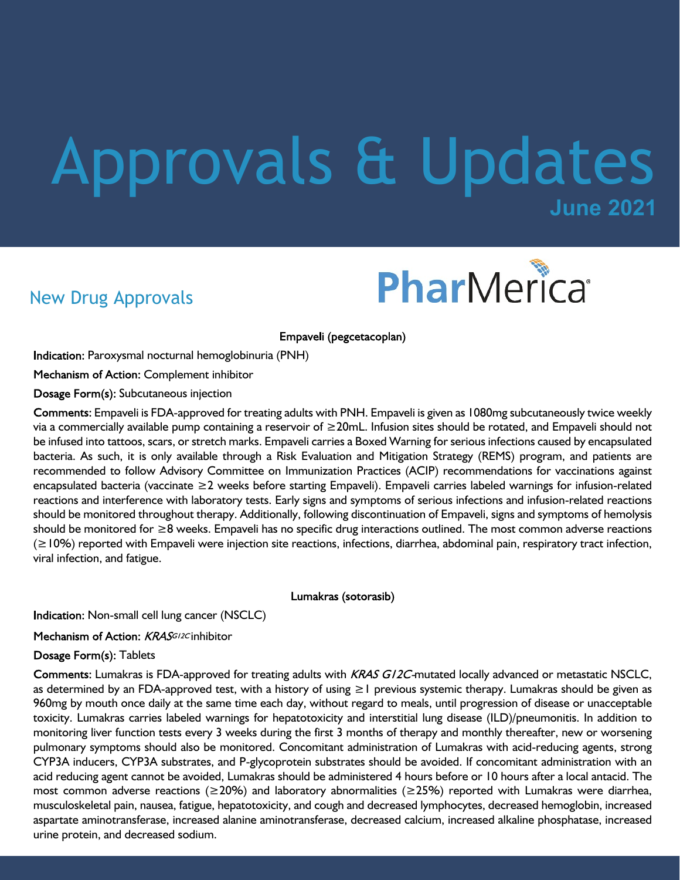# Approvals & Updates

**June 2021**

PharMerica

## New Drug Approvals

### Empaveli (pegcetacoplan)

**Indication:** Paroxysmal nocturnal hemoglobinuria (PNH)

**Mechanism of Action:** Complement inhibitor

**Dosage Form(s):** Subcutaneous injection

**Comments**: Empaveli is FDA-approved for treating adults with PNH. Empaveli is given as 1080mg subcutaneously twice weekly via a commercially available pump containing a reservoir of ≥20mL. Infusion sites should be rotated, and Empaveli should not be infused into tattoos, scars, or stretch marks. Empaveli carries a Boxed Warning for serious infections caused by encapsulated bacteria. As such, it is only available through a Risk Evaluation and Mitigation Strategy (REMS) program, and patients are recommended to follow Advisory Committee on Immunization Practices (ACIP) recommendations for vaccinations against encapsulated bacteria (vaccinate ≥2 weeks before starting Empaveli). Empaveli carries labeled warnings for infusion-related reactions and interference with laboratory tests. Early signs and symptoms of serious infections and infusion-related reactions should be monitored throughout therapy. Additionally, following discontinuation of Empaveli, signs and symptoms of hemolysis should be monitored for ≥8 weeks. Empaveli has no specific drug interactions outlined. The most common adverse reactions (≥10%) reported with Empaveli were injection site reactions, infections, diarrhea, abdominal pain, respiratory tract infection, viral infection, and fatigue.

### Lumakras (sotorasib)

**Indication:** Non-small cell lung cancer (NSCLC)

**Mechanism of Action:** *KRAS*$^{G12C}$ inhibitor

**Dosage Form(s):** Tablets

**Comments**: Lumakras is FDA-approved for treating adults with *KRAS G12C*-mutated locally advanced or metastatic NSCLC, as determined by an FDA-approved test, with a history of using ≥1 previous systemic therapy. Lumakras should be given as 960mg by mouth once daily at the same time each day, without regard to meals, until progression of disease or unacceptable toxicity. Lumakras carries labeled warnings for hepatotoxicity and interstitial lung disease (ILD)/pneumonitis. In addition to monitoring liver function tests every 3 weeks during the first 3 months of therapy and monthly thereafter, new or worsening pulmonary symptoms should also be monitored. Concomitant administration of Lumakras with acid-reducing agents, strong CYP3A inducers, CYP3A substrates, and P-glycoprotein substrates should be avoided. If concomitant administration with an acid reducing agent cannot be avoided, Lumakras should be administered 4 hours before or 10 hours after a local antacid. The most common adverse reactions (≥20%) and laboratory abnormalities (≥25%) reported with Lumakras were diarrhea, musculoskeletal pain, nausea, fatigue, hepatotoxicity, and cough and decreased lymphocytes, decreased hemoglobin, increased aspartate aminotransferase, increased alanine aminotransferase, decreased calcium, increased alkaline phosphatase, increased urine protein, and decreased sodium.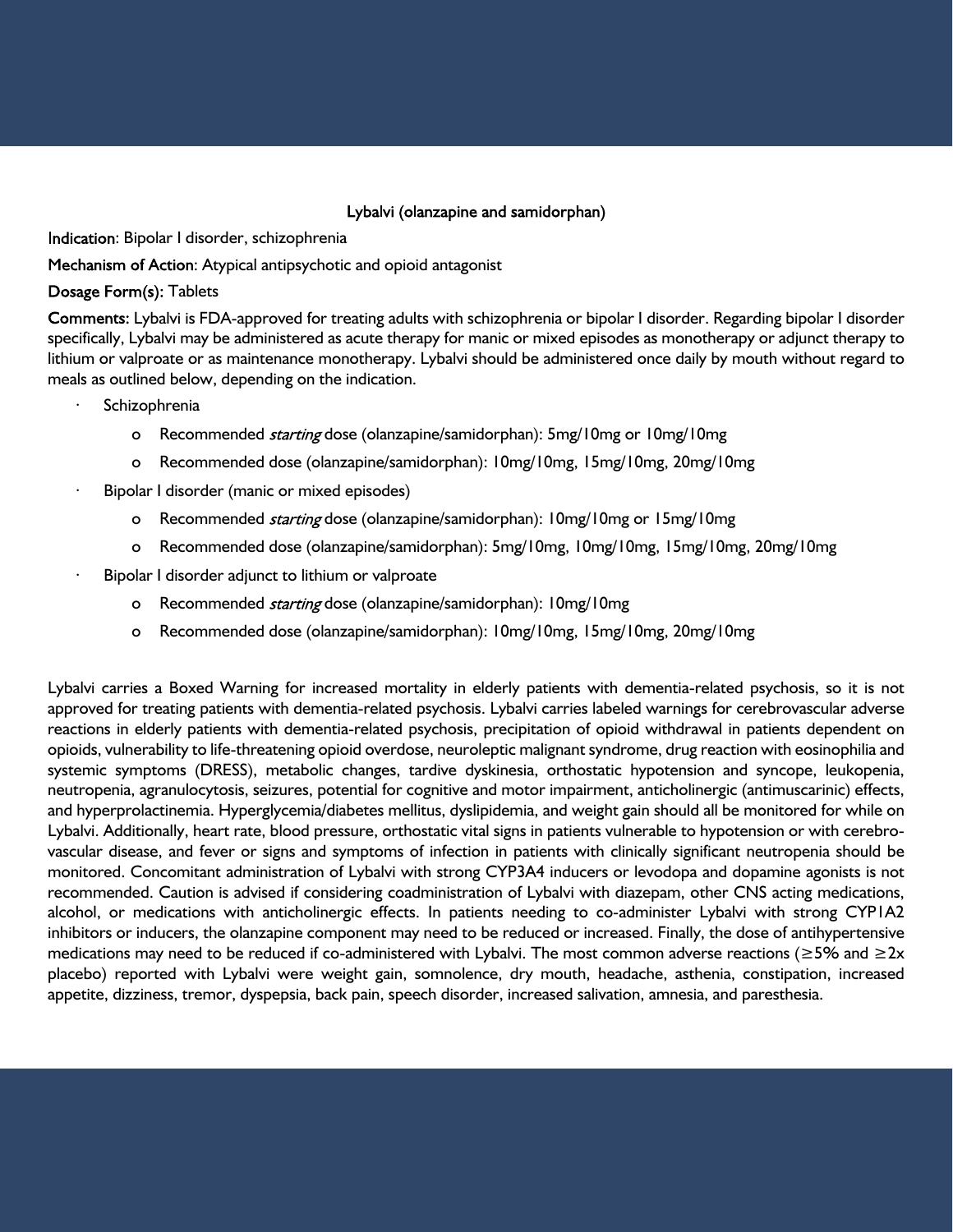## Lybalvi (olanzapine and samidorphan)

**Indication**: Bipolar I disorder, schizophrenia

**Mechanism of Action**: Atypical antipsychotic and opioid antagonist

**Dosage Form(s):** Tablets

**Comments:** Lybalvi is FDA-approved for treating adults with schizophrenia or bipolar I disorder. Regarding bipolar I disorder specifically, Lybalvi may be administered as acute therapy for manic or mixed episodes as monotherapy or adjunct therapy to lithium or valproate or as maintenance monotherapy. Lybalvi should be administered once daily by mouth without regard to meals as outlined below, depending on the indication.

- Schizophrenia
  - Recommended *starting* dose (olanzapine/samidorphan): 5mg/10mg or 10mg/10mg
  - Recommended dose (olanzapine/samidorphan): 10mg/10mg, 15mg/10mg, 20mg/10mg
- Bipolar I disorder (manic or mixed episodes)
  - Recommended *starting* dose (olanzapine/samidorphan): 10mg/10mg or 15mg/10mg
  - Recommended dose (olanzapine/samidorphan): 5mg/10mg, 10mg/10mg, 15mg/10mg, 20mg/10mg
- Bipolar I disorder adjunct to lithium or valproate
  - Recommended *starting* dose (olanzapine/samidorphan): 10mg/10mg
  - Recommended dose (olanzapine/samidorphan): 10mg/10mg, 15mg/10mg, 20mg/10mg

Lybalvi carries a Boxed Warning for increased mortality in elderly patients with dementia-related psychosis, so it is not approved for treating patients with dementia-related psychosis. Lybalvi carries labeled warnings for cerebrovascular adverse reactions in elderly patients with dementia-related psychosis, precipitation of opioid withdrawal in patients dependent on opioids, vulnerability to life-threatening opioid overdose, neuroleptic malignant syndrome, drug reaction with eosinophilia and systemic symptoms (DRESS), metabolic changes, tardive dyskinesia, orthostatic hypotension and syncope, leukopenia, neutropenia, agranulocytosis, seizures, potential for cognitive and motor impairment, anticholinergic (antimuscarinic) effects, and hyperprolactinemia. Hyperglycemia/diabetes mellitus, dyslipidemia, and weight gain should all be monitored for while on Lybalvi. Additionally, heart rate, blood pressure, orthostatic vital signs in patients vulnerable to hypotension or with cerebro-vascular disease, and fever or signs and symptoms of infection in patients with clinically significant neutropenia should be monitored. Concomitant administration of Lybalvi with strong CYP3A4 inducers or levodopa and dopamine agonists is not recommended. Caution is advised if considering coadministration of Lybalvi with diazepam, other CNS acting medications, alcohol, or medications with anticholinergic effects. In patients needing to co-administer Lybalvi with strong CYP1A2 inhibitors or inducers, the olanzapine component may need to be reduced or increased. Finally, the dose of antihypertensive medications may need to be reduced if co-administered with Lybalvi. The most common adverse reactions (≥5% and ≥2x placebo) reported with Lybalvi were weight gain, somnolence, dry mouth, headache, asthenia, constipation, increased appetite, dizziness, tremor, dyspepsia, back pain, speech disorder, increased salivation, amnesia, and paresthesia.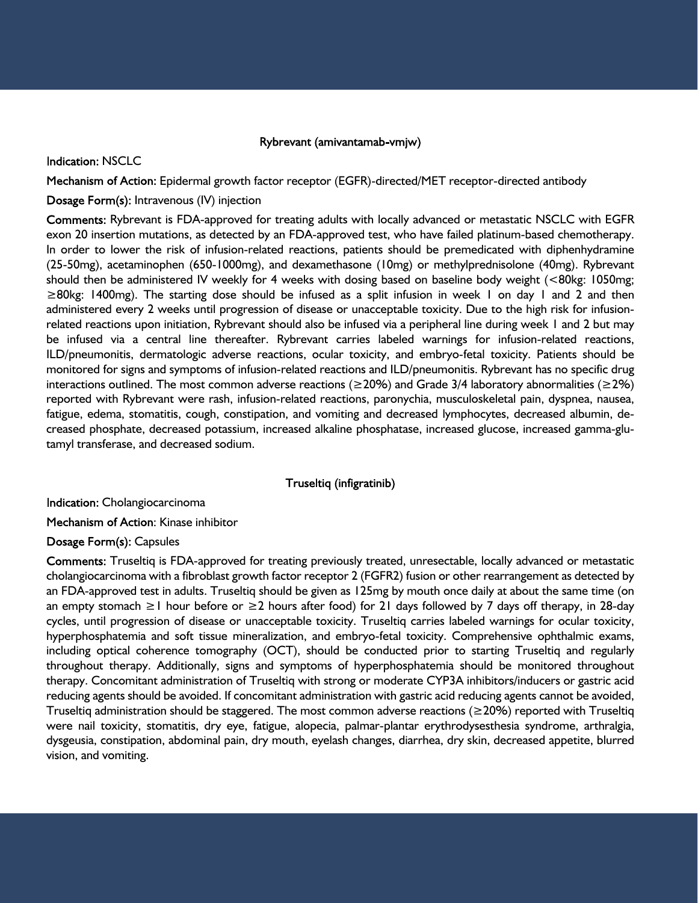### Rybrevant (amivantamab-vmjw)

**Indication:** NSCLC

**Mechanism of Action:** Epidermal growth factor receptor (EGFR)-directed/MET receptor-directed antibody

**Dosage Form(s):** Intravenous (IV) injection

**Comments:** Rybrevant is FDA-approved for treating adults with locally advanced or metastatic NSCLC with EGFR exon 20 insertion mutations, as detected by an FDA-approved test, who have failed platinum-based chemotherapy. In order to lower the risk of infusion-related reactions, patients should be premedicated with diphenhydramine (25-50mg), acetaminophen (650-1000mg), and dexamethasone (10mg) or methylprednisolone (40mg). Rybrevant should then be administered IV weekly for 4 weeks with dosing based on baseline body weight (<80kg: 1050mg; ≥80kg: 1400mg). The starting dose should be infused as a split infusion in week 1 on day 1 and 2 and then administered every 2 weeks until progression of disease or unacceptable toxicity. Due to the high risk for infusion-related reactions upon initiation, Rybrevant should also be infused via a peripheral line during week 1 and 2 but may be infused via a central line thereafter. Rybrevant carries labeled warnings for infusion-related reactions, ILD/pneumonitis, dermatologic adverse reactions, ocular toxicity, and embryo-fetal toxicity. Patients should be monitored for signs and symptoms of infusion-related reactions and ILD/pneumonitis. Rybrevant has no specific drug interactions outlined. The most common adverse reactions (≥20%) and Grade 3/4 laboratory abnormalities (≥2%) reported with Rybrevant were rash, infusion-related reactions, paronychia, musculoskeletal pain, dyspnea, nausea, fatigue, edema, stomatitis, cough, constipation, and vomiting and decreased lymphocytes, decreased albumin, decreased phosphate, decreased potassium, increased alkaline phosphatase, increased glucose, increased gamma-glutamyl transferase, and decreased sodium.

### Truseltiq (infigratinib)

**Indication:** Cholangiocarcinoma

**Mechanism of Action:** Kinase inhibitor

**Dosage Form(s):** Capsules

**Comments:** Truseltiq is FDA-approved for treating previously treated, unresectable, locally advanced or metastatic cholangiocarcinoma with a fibroblast growth factor receptor 2 (FGFR2) fusion or other rearrangement as detected by an FDA-approved test in adults. Truseltiq should be given as 125mg by mouth once daily at about the same time (on an empty stomach ≥1 hour before or ≥2 hours after food) for 21 days followed by 7 days off therapy, in 28-day cycles, until progression of disease or unacceptable toxicity. Truseltiq carries labeled warnings for ocular toxicity, hyperphosphatemia and soft tissue mineralization, and embryo-fetal toxicity. Comprehensive ophthalmic exams, including optical coherence tomography (OCT), should be conducted prior to starting Truseltiq and regularly throughout therapy. Additionally, signs and symptoms of hyperphosphatemia should be monitored throughout therapy. Concomitant administration of Truseltiq with strong or moderate CYP3A inhibitors/inducers or gastric acid reducing agents should be avoided. If concomitant administration with gastric acid reducing agents cannot be avoided, Truseltiq administration should be staggered. The most common adverse reactions (≥20%) reported with Truseltiq were nail toxicity, stomatitis, dry eye, fatigue, alopecia, palmar-plantar erythrodysesthesia syndrome, arthralgia, dysgeusia, constipation, abdominal pain, dry mouth, eyelash changes, diarrhea, dry skin, decreased appetite, blurred vision, and vomiting.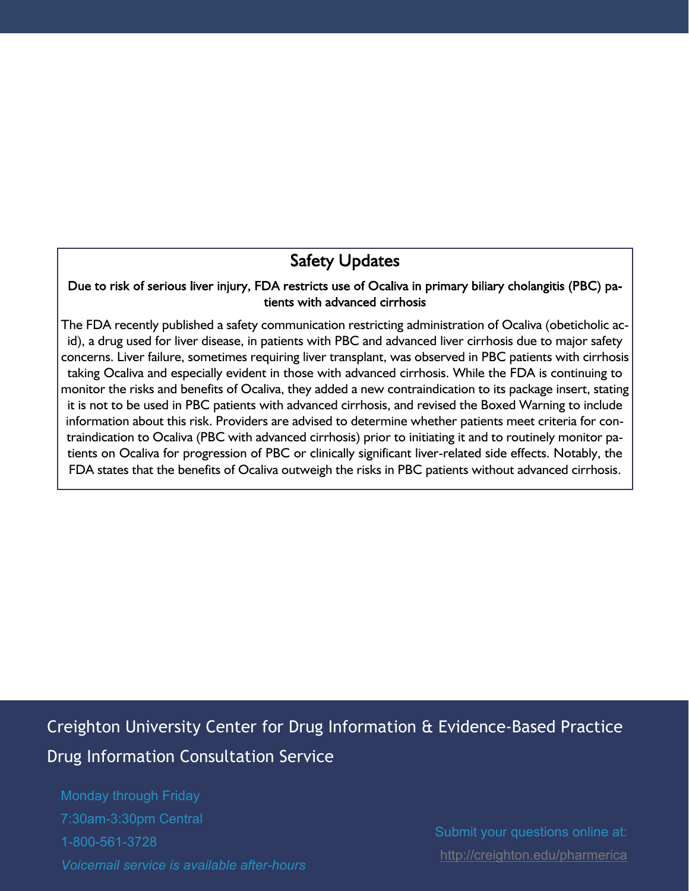## Safety Updates

**Due to risk of serious liver injury, FDA restricts use of Ocaliva in primary biliary cholangitis (PBC) patients with advanced cirrhosis**

The FDA recently published a safety communication restricting administration of Ocaliva (obeticholic acid), a drug used for liver disease, in patients with PBC and advanced liver cirrhosis due to major safety concerns. Liver failure, sometimes requiring liver transplant, was observed in PBC patients with cirrhosis taking Ocaliva and especially evident in those with advanced cirrhosis. While the FDA is continuing to monitor the risks and benefits of Ocaliva, they added a new contraindication to its package insert, stating it is not to be used in PBC patients with advanced cirrhosis, and revised the Boxed Warning to include information about this risk. Providers are advised to determine whether patients meet criteria for contraindication to Ocaliva (PBC with advanced cirrhosis) prior to initiating it and to routinely monitor patients on Ocaliva for progression of PBC or clinically significant liver-related side effects. Notably, the FDA states that the benefits of Ocaliva outweigh the risks in PBC patients without advanced cirrhosis.

Creighton University Center for Drug Information & Evidence-Based Practice

Drug Information Consultation Service

Monday through Friday

7:30am-3:30pm Central

1-800-561-3728

*Voicemail service is available after-hours*

Submit your questions online at:

http://creighton.edu/pharmerica